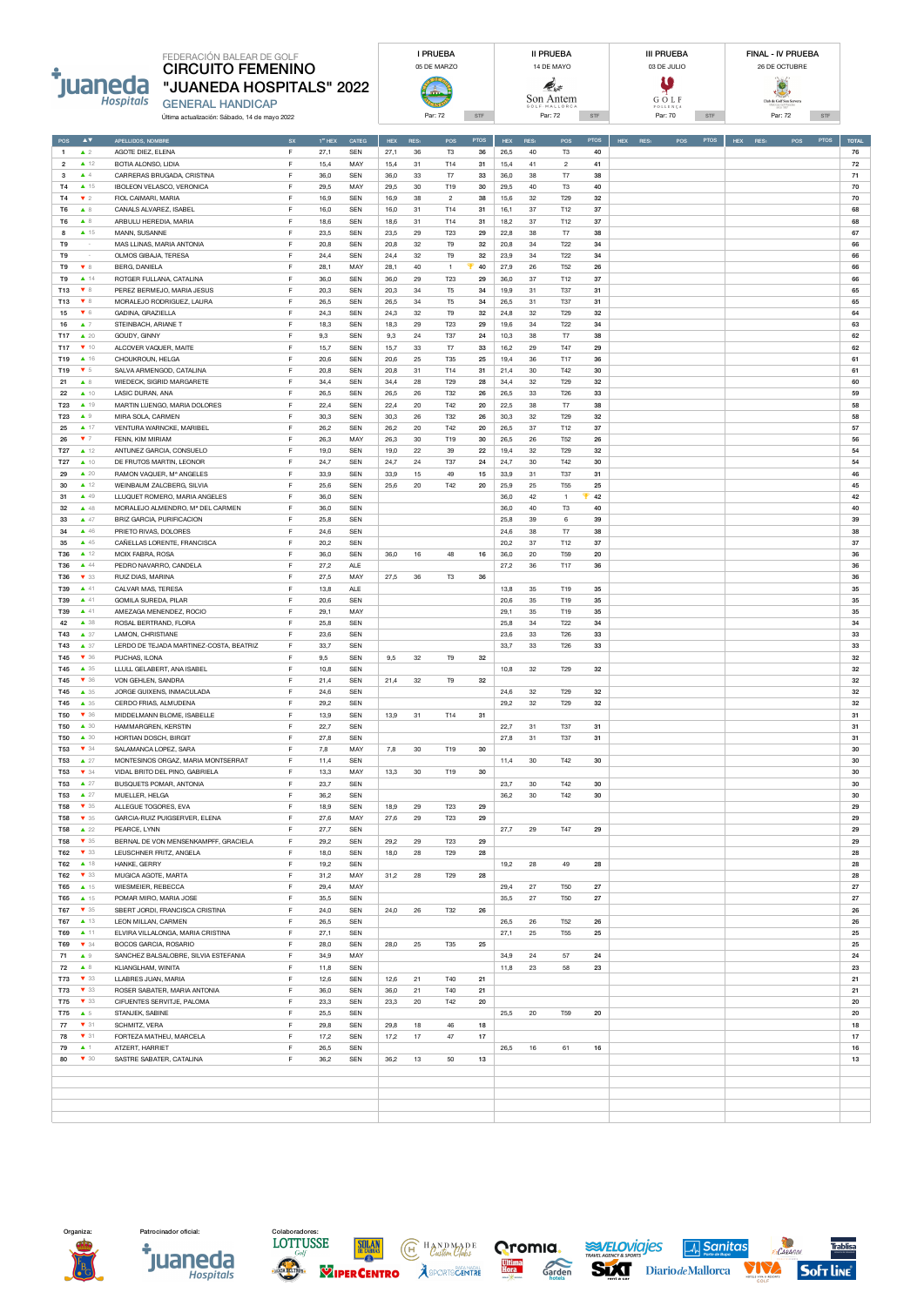FEDERACIÓN BALEAR DE GOLF

# CIRCUITO FEMENINO "JUANEDA HOSPITALS" 2022

## GENERAL HANDICAP

Última actualización: Sábado, 14 de mayo 2022

| I PRUEBA | II PRUEBA | III PRUEBA | FINAL - IV PRUEBA |
|---|---|---|---|
| 05 DE MARZO | 14 DE MAYO | 03 DE JULIO | 26 DE OCTUBRE |
| Par: 72 STF | Son Antem GOLF MALLORCA Par: 72 STF | GOLF POLLENÇA Par: 70 STF | Par: 72 STF |

| POS | ▲▼ | APELLIDOS, NOMBRE | SX | 1er HEX | CATEG | I HEX | I RES. | I POS | I PTOS | II HEX | II RES. | II POS | II PTOS | III HEX | III RES. | III POS | III PTOS | IV HEX | IV RES. | IV POS | IV PTOS | TOTAL |
|---|---|---|---|---|---|---|---|---|---|---|---|---|---|---|---|---|---|---|---|---|---|---|
| 1 | ▲ 2 | AGOTE DIEZ, ELENA | F | 27,1 | SEN | 27,1 | 36 | T3 | 36 | 26,5 | 40 | T3 | 40 | | | | | | | | | 76 |
| 2 | ▲ 12 | BOTIA ALONSO, LIDIA | F | 15,4 | MAY | 15,4 | 31 | T14 | 31 | 15,4 | 41 | 2 | 41 | | | | | | | | | 72 |
| 3 | ▲ 4 | CARRERAS BRUGADA, CRISTINA | F | 36,0 | SEN | 36,0 | 33 | T7 | 33 | 36,0 | 38 | T7 | 38 | | | | | | | | | 71 |
| T4 | ▲ 15 | IBOLEON VELASCO, VERONICA | F | 29,5 | MAY | 29,5 | 30 | T19 | 30 | 29,5 | 40 | T3 | 40 | | | | | | | | | 70 |
| T4 | ▼ 2 | FIOL CAIMARI, MARIA | F | 16,9 | SEN | 16,9 | 38 | 2 | 38 | 15,6 | 32 | T29 | 32 | | | | | | | | | 70 |
| T6 | ▲ 8 | CANALS ALVAREZ, ISABEL | F | 16,0 | SEN | 16,0 | 31 | T14 | 31 | 16,1 | 37 | T12 | 37 | | | | | | | | | 68 |
| T6 | ▲ 8 | ARBULU HEREDIA, MARIA | F | 18,6 | SEN | 18,6 | 31 | T14 | 31 | 18,2 | 37 | T12 | 37 | | | | | | | | | 68 |
| 8 | ▲ 15 | MANN, SUSANNE | F | 23,5 | SEN | 23,5 | 29 | T23 | 29 | 22,8 | 38 | T7 | 38 | | | | | | | | | 67 |
| T9 | - | MAS LLINAS, MARIA ANTONIA | F | 20,8 | SEN | 20,8 | 32 | T9 | 32 | 20,8 | 34 | T22 | 34 | | | | | | | | | 66 |
| T9 | - | OLMOS GIBAJA, TERESA | F | 24,4 | SEN | 24,4 | 32 | T9 | 32 | 23,9 | 34 | T22 | 34 | | | | | | | | | 66 |
| T9 | ▼ 8 | BERG, DANIELA | F | 28,1 | MAY | 28,1 | 40 | 1 | 40 | 27,9 | 26 | T52 | 26 | | | | | | | | | 66 |
| T9 | ▲ 14 | ROTGER FULLANA, CATALINA | F | 36,0 | SEN | 36,0 | 29 | T23 | 29 | 36,0 | 37 | T12 | 37 | | | | | | | | | 66 |
| T13 | ▼ 8 | PEREZ BERMEJO, MARIA JESUS | F | 20,3 | SEN | 20,3 | 34 | T5 | 34 | 19,9 | 31 | T37 | 31 | | | | | | | | | 65 |
| T13 | ▼ 8 | MORALEJO RODRIGUEZ, LAURA | F | 26,5 | SEN | 26,5 | 34 | T5 | 34 | 26,5 | 31 | T37 | 31 | | | | | | | | | 65 |
| 15 | ▼ 6 | GADINA, GRAZIELLA | F | 24,3 | SEN | 24,3 | 32 | T9 | 32 | 24,8 | 32 | T29 | 32 | | | | | | | | | 64 |
| 16 | ▲ 7 | STEINBACH, ARIANE T | F | 18,3 | SEN | 18,3 | 29 | T23 | 29 | 19,6 | 34 | T22 | 34 | | | | | | | | | 63 |
| T17 | ▲ 20 | GOUDY, GINNY | F | 9,3 | SEN | 9,3 | 24 | T37 | 24 | 10,3 | 38 | T7 | 38 | | | | | | | | | 62 |
| T17 | ▼ 10 | ALCOVER VAQUER, MAITE | F | 15,7 | SEN | 15,7 | 33 | T7 | 33 | 16,2 | 29 | T47 | 29 | | | | | | | | | 62 |
| T19 | ▲ 16 | CHOUKROUN, HELGA | F | 20,6 | SEN | 20,6 | 25 | T35 | 25 | 19,4 | 36 | T17 | 36 | | | | | | | | | 61 |
| T19 | ▼ 5 | SALVA ARMENGOD, CATALINA | F | 20,8 | SEN | 20,8 | 31 | T14 | 31 | 21,4 | 30 | T42 | 30 | | | | | | | | | 61 |
| 21 | ▲ 8 | WIEDECK, SIGRID MARGARETE | F | 34,4 | SEN | 34,4 | 28 | T29 | 28 | 34,4 | 32 | T29 | 32 | | | | | | | | | 60 |
| 22 | ▲ 10 | LASIC DURAN, ANA | F | 26,5 | SEN | 26,5 | 26 | T32 | 26 | 26,5 | 33 | T26 | 33 | | | | | | | | | 59 |
| T23 | ▲ 19 | MARTIN LUENGO, MARIA DOLORES | F | 22,4 | SEN | 22,4 | 20 | T42 | 20 | 22,5 | 38 | T7 | 38 | | | | | | | | | 58 |
| T23 | ▲ 9 | MIRA SOLA, CARMEN | F | 30,3 | SEN | 30,3 | 26 | T32 | 26 | 30,3 | 32 | T29 | 32 | | | | | | | | | 58 |
| 25 | ▲ 17 | VENTURA WARNCKE, MARIBEL | F | 26,2 | SEN | 26,2 | 20 | T42 | 20 | 26,5 | 37 | T12 | 37 | | | | | | | | | 57 |
| 26 | ▼ 7 | FENN, KIM MIRIAM | F | 26,3 | MAY | 26,3 | 30 | T19 | 30 | 26,5 | 26 | T52 | 26 | | | | | | | | | 56 |
| T27 | ▲ 12 | ANTUNEZ GARCIA, CONSUELO | F | 19,0 | SEN | 19,0 | 22 | 39 | 22 | 19,4 | 32 | T29 | 32 | | | | | | | | | 54 |
| T27 | ▲ 10 | DE FRUTOS MARTIN, LEONOR | F | 24,7 | SEN | 24,7 | 24 | T37 | 24 | 24,7 | 30 | T42 | 30 | | | | | | | | | 54 |
| 29 | ▲ 20 | RAMON VAQUER, Mª ANGELES | F | 33,9 | SEN | 33,9 | 15 | 49 | 15 | 33,9 | 31 | T37 | 31 | | | | | | | | | 46 |
| 30 | ▲ 12 | WEINBAUM ZALCBERG, SILVIA | F | 25,6 | SEN | 25,6 | 20 | T42 | 20 | 25,9 | 25 | T55 | 25 | | | | | | | | | 45 |
| 31 | ▲ 49 | LLUQUET ROMERO, MARIA ANGELES | F | 36,0 | SEN | | | | | 36,0 | 42 | 1 | 42 | | | | | | | | | 42 |
| 32 | ▲ 48 | MORALEJO ALMENDRO, Mª DEL CARMEN | F | 36,0 | SEN | | | | | 36,0 | 40 | T3 | 40 | | | | | | | | | 40 |
| 33 | ▲ 47 | BRIZ GARCIA, PURIFICACION | F | 25,8 | SEN | | | | | 25,8 | 39 | 6 | 39 | | | | | | | | | 39 |
| 34 | ▲ 46 | PRIETO RIVAS, DOLORES | F | 24,6 | SEN | | | | | 24,6 | 38 | T7 | 38 | | | | | | | | | 38 |
| 35 | ▲ 45 | CAÑELLAS LORENTE, FRANCISCA | F | 20,2 | SEN | | | | | 20,2 | 37 | T12 | 37 | | | | | | | | | 37 |
| T36 | ▲ 12 | MOIX FABRA, ROSA | F | 36,0 | SEN | 36,0 | 16 | 48 | 16 | 36,0 | 20 | T59 | 20 | | | | | | | | | 36 |
| T36 | ▲ 44 | PEDRO NAVARRO, CANDELA | F | 27,2 | ALE | | | | | 27,2 | 36 | T17 | 36 | | | | | | | | | 36 |
| T36 | ▼ 33 | RUIZ DIAS, MARINA | F | 27,5 | MAY | 27,5 | 36 | T3 | 36 | | | | | | | | | | | | | 36 |
| T39 | ▲ 41 | CALVAR MAS, TERESA | F | 13,8 | ALE | | | | | 13,8 | 35 | T19 | 35 | | | | | | | | | 35 |
| T39 | ▲ 41 | GOMILA SUREDA, PILAR | F | 20,6 | SEN | | | | | 20,6 | 35 | T19 | 35 | | | | | | | | | 35 |
| T39 | ▲ 41 | AMEZAGA MENENDEZ, ROCIO | F | 29,1 | MAY | | | | | 29,1 | 35 | T19 | 35 | | | | | | | | | 35 |
| 42 | ▲ 38 | ROSAL BERTRAND, FLORA | F | 25,8 | SEN | | | | | 25,8 | 34 | T22 | 34 | | | | | | | | | 34 |
| T43 | ▲ 37 | LAMON, CHRISTIANE | F | 23,6 | SEN | | | | | 23,6 | 33 | T26 | 33 | | | | | | | | | 33 |
| T43 | ▲ 37 | LERDO DE TEJADA MARTINEZ-COSTA, BEATRIZ | F | 33,7 | SEN | | | | | 33,7 | 33 | T26 | 33 | | | | | | | | | 33 |
| T45 | ▼ 36 | PUCHAS, ILONA | F | 9,5 | SEN | 9,5 | 32 | T9 | 32 | | | | | | | | | | | | | 32 |
| T45 | ▲ 35 | LLULL GELABERT, ANA ISABEL | F | 10,8 | SEN | | | | | 10,8 | 32 | T29 | 32 | | | | | | | | | 32 |
| T45 | ▼ 36 | VON GEHLEN, SANDRA | F | 21,4 | SEN | 21,4 | 32 | T9 | 32 | | | | | | | | | | | | | 32 |
| T45 | ▲ 35 | JORGE GUIXENS, INMACULADA | F | 24,6 | SEN | | | | | 24,6 | 32 | T29 | 32 | | | | | | | | | 32 |
| T45 | ▲ 35 | CERDO FRIAS, ALMUDENA | F | 29,2 | SEN | | | | | 29,2 | 32 | T29 | 32 | | | | | | | | | 32 |
| T50 | ▼ 36 | MIDDELMANN BLOME, ISABELLE | F | 13,9 | SEN | 13,9 | 31 | T14 | 31 | | | | | | | | | | | | | 31 |
| T50 | ▲ 30 | HAMMARGREN, KERSTIN | F | 22,7 | SEN | | | | | 22,7 | 31 | T37 | 31 | | | | | | | | | 31 |
| T50 | ▲ 30 | HORTIAN DOSCH, BIRGIT | F | 27,8 | SEN | | | | | 27,8 | 31 | T37 | 31 | | | | | | | | | 31 |
| T53 | ▼ 34 | SALAMANCA LOPEZ, SARA | F | 7,8 | MAY | 7,8 | 30 | T19 | 30 | | | | | | | | | | | | | 30 |
| T53 | ▲ 27 | MONTESINOS ORGAZ, MARIA MONTSERRAT | F | 11,4 | SEN | | | | | 11,4 | 30 | T42 | 30 | | | | | | | | | 30 |
| T53 | ▼ 34 | VIDAL BRITO DEL PINO, GABRIELA | F | 13,3 | MAY | 13,3 | 30 | T19 | 30 | | | | | | | | | | | | | 30 |
| T53 | ▲ 27 | BUSQUETS POMAR, ANTONIA | F | 23,7 | SEN | | | | | 23,7 | 30 | T42 | 30 | | | | | | | | | 30 |
| T53 | ▲ 27 | MUELLER, HELGA | F | 36,2 | SEN | | | | | 36,2 | 30 | T42 | 30 | | | | | | | | | 30 |
| T58 | ▼ 35 | ALLEGUE TOGORES, EVA | F | 18,9 | SEN | 18,9 | 29 | T23 | 29 | | | | | | | | | | | | | 29 |
| T58 | ▼ 35 | GARCIA-RUIZ PUIGSERVER, ELENA | F | 27,6 | MAY | 27,6 | 29 | T23 | 29 | | | | | | | | | | | | | 29 |
| T58 | ▲ 22 | PEARCE, LYNN | F | 27,7 | SEN | | | | | 27,7 | 29 | T47 | 29 | | | | | | | | | 29 |
| T58 | ▼ 35 | BERNAL DE VON MENSENKAMPFF, GRACIELA | F | 29,2 | SEN | 29,2 | 29 | T23 | 29 | | | | | | | | | | | | | 29 |
| T62 | ▼ 33 | LEUSCHNER FRITZ, ANGELA | F | 18,0 | SEN | 18,0 | 28 | T29 | 28 | | | | | | | | | | | | | 28 |
| T62 | ▲ 18 | HANKE, GERRY | F | 19,2 | SEN | | | | | 19,2 | 28 | 49 | 28 | | | | | | | | | 28 |
| T62 | ▼ 33 | MUGICA AGOTE, MARTA | F | 31,2 | MAY | 31,2 | 28 | T29 | 28 | | | | | | | | | | | | | 28 |
| T65 | ▲ 15 | WIESMEIER, REBECCA | F | 29,4 | MAY | | | | | 29,4 | 27 | T50 | 27 | | | | | | | | | 27 |
| T65 | ▲ 15 | POMAR MIRO, MARIA JOSE | F | 35,5 | SEN | | | | | 35,5 | 27 | T50 | 27 | | | | | | | | | 27 |
| T67 | ▼ 35 | SBERT JORDI, FRANCISCA CRISTINA | F | 24,0 | SEN | 24,0 | 26 | T32 | 26 | | | | | | | | | | | | | 26 |
| T67 | ▲ 13 | LEON MILLAN, CARMEN | F | 26,5 | SEN | | | | | 26,5 | 26 | T52 | 26 | | | | | | | | | 26 |
| T69 | ▲ 11 | ELVIRA VILLALONGA, MARIA CRISTINA | F | 27,1 | SEN | | | | | 27,1 | 25 | T55 | 25 | | | | | | | | | 25 |
| T69 | ▼ 34 | BOCOS GARCIA, ROSARIO | F | 28,0 | SEN | 28,0 | 25 | T35 | 25 | | | | | | | | | | | | | 25 |
| 71 | ▲ 9 | SANCHEZ BALSALOBRE, SILVIA ESTEFANIA | F | 34,9 | MAY | | | | | 34,9 | 24 | 57 | 24 | | | | | | | | | 24 |
| 72 | ▲ 8 | KLIANGLHAM, WINITA | F | 11,8 | SEN | | | | | 11,8 | 23 | 58 | 23 | | | | | | | | | 23 |
| T73 | ▼ 33 | LLABRES JUAN, MARIA | F | 12,6 | SEN | 12,6 | 21 | T40 | 21 | | | | | | | | | | | | | 21 |
| T73 | ▼ 33 | ROSER SABATER, MARIA ANTONIA | F | 36,0 | SEN | 36,0 | 21 | T40 | 21 | | | | | | | | | | | | | 21 |
| T75 | ▼ 33 | CIFUENTES SERVITJE, PALOMA | F | 23,3 | SEN | 23,3 | 20 | T42 | 20 | | | | | | | | | | | | | 20 |
| T75 | ▲ 5 | STANJEK, SABINE | F | 25,5 | SEN | | | | | 25,5 | 20 | T59 | 20 | | | | | | | | | 20 |
| 77 | ▼ 31 | SCHMITZ, VERA | F | 29,8 | SEN | 29,8 | 18 | 46 | 18 | | | | | | | | | | | | | 18 |
| 78 | ▼ 31 | FORTEZA MATHEU, MARCELA | F | 17,2 | SEN | 17,2 | 17 | 47 | 17 | | | | | | | | | | | | | 17 |
| 79 | ▲ 1 | ATZERT, HARRIET | F | 26,5 | SEN | | | | | 26,5 | 16 | 61 | 16 | | | | | | | | | 16 |
| 80 | ▼ 30 | SASTRE SABATER, CATALINA | F | 36,2 | SEN | 36,2 | 13 | 50 | 13 | | | | | | | | | | | | | 13 |

Organiza: · Patrocinador oficial: Juaneda Hospitals · Colaboradores: LOTTUSSE Golf, SOLAN DE CABRAS, HANDMADE Custom Clubs, Cromia, VELOviajes Travel Agency & Sports, Sanitas, Trablisa, Hipercentro, Sports Centre, Última Hora, Garden Hotels, SIXT, Diario de Mallorca, Viva, Soft Line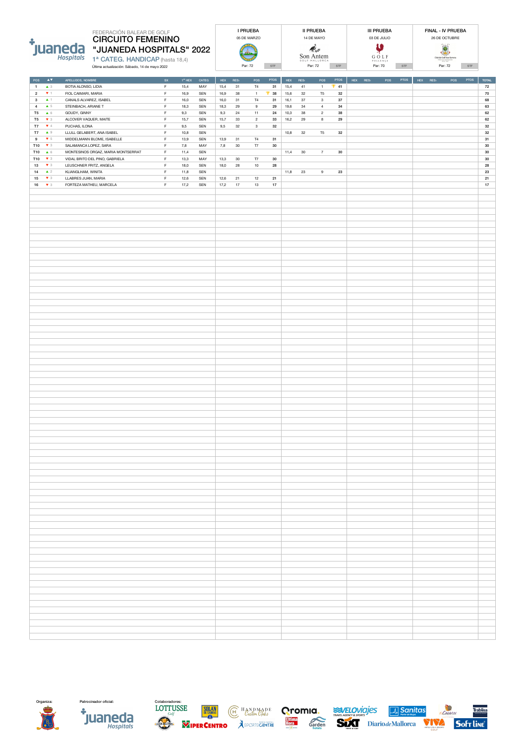FEDERACIÓN BALEAR DE GOLF

# CIRCUITO FEMENINO "JUANEDA HOSPITALS" 2022

## 1ª CATEG. HANDICAP (hasta 18,4)

Última actualización: Sábado, 14 de mayo 2022

| | I PRUEBA | II PRUEBA | III PRUEBA | FINAL - IV PRUEBA |
|---|---|---|---|---|
| Fecha | 05 DE MARZO | 14 DE MAYO | 03 DE JULIO | 26 DE OCTUBRE |
| Campo | | Son Antem GOLF MALLORCA | GOLF POLLENÇA | Club de Golf Son Servera |
| Par | Par: 72 STF | Par: 72 STF | Par: 70 STF | Par: 72 STF |

| POS | ▲▼ | APELLIDOS, NOMBRE | SX | 1ª HEX | CATEG | HEX | RES | POS | PTOS | HEX | RES | POS | PTOS | HEX | RES | POS | PTOS | HEX | RES | POS | PTOS | TOTAL |
|---|---|---|---|---|---|---|---|---|---|---|---|---|---|---|---|---|---|---|---|---|---|---|
| 1 | ▲ 3 | BOTIA ALONSO, LIDIA | F | 15,4 | MAY | 15,4 | 31 | T4 | 31 | 15,4 | 41 | 1 | 41 | | | | | | | | | 72 |
| 2 | ▼ 1 | FIOL CAIMARI, MARIA | F | 16,9 | SEN | 16,9 | 38 | 1 | 38 | 15,6 | 32 | T5 | 32 | | | | | | | | | 70 |
| 3 | ▲ 1 | CANALS ALVAREZ, ISABEL | F | 16,0 | SEN | 16,0 | 31 | T4 | 31 | 16,1 | 37 | 3 | 37 | | | | | | | | | 68 |
| 4 | ▲ 5 | STEINBACH, ARIANE T | F | 18,3 | SEN | 18,3 | 29 | 9 | 29 | 19,6 | 34 | 4 | 34 | | | | | | | | | 63 |
| T5 | ▲ 6 | GOUDY, GINNY | F | 9,3 | SEN | 9,3 | 24 | 11 | 24 | 10,3 | 38 | 2 | 38 | | | | | | | | | 62 |
| T5 | ▼ 3 | ALCOVER VAQUER, MAITE | F | 15,7 | SEN | 15,7 | 33 | 2 | 33 | 16,2 | 29 | 8 | 29 | | | | | | | | | 62 |
| T7 | ▼ 4 | PUCHAS, ILONA | F | 9,5 | SEN | 9,5 | 32 | 3 | 32 | | | | | | | | | | | | | 32 |
| T7 | ▲ 9 | LLULL GELABERT, ANA ISABEL | F | 10,8 | SEN | | | | | 10,8 | 32 | T5 | 32 | | | | | | | | | 32 |
| 9 | ▼ 5 | MIDDELMANN BLOME, ISABELLE | F | 13,9 | SEN | 13,9 | 31 | T4 | 31 | | | | | | | | | | | | | 31 |
| T10 | ▼ 3 | SALAMANCA LOPEZ, SARA | F | 7,8 | MAY | 7,8 | 30 | T7 | 30 | | | | | | | | | | | | | 30 |
| T10 | ▲ 6 | MONTESINOS ORGAZ, MARIA MONTSERRAT | F | 11,4 | SEN | | | | | 11,4 | 30 | 7 | 30 | | | | | | | | | 30 |
| T10 | ▼ 3 | VIDAL BRITO DEL PINO, GABRIELA | F | 13,3 | MAY | 13,3 | 30 | T7 | 30 | | | | | | | | | | | | | 30 |
| 13 | ▼ 3 | LEUSCHNER FRITZ, ANGELA | F | 18,0 | SEN | 18,0 | 28 | 10 | 28 | | | | | | | | | | | | | 28 |
| 14 | ▲ 2 | KLIANGLHAM, WINITA | F | 11,8 | SEN | | | | | 11,8 | 23 | 9 | 23 | | | | | | | | | 23 |
| 15 | ▼ 3 | LLABRES JUAN, MARIA | F | 12,6 | SEN | 12,6 | 21 | 12 | 21 | | | | | | | | | | | | | 21 |
| 16 | ▼ 3 | FORTEZA MATHEU, MARCELA | F | 17,2 | SEN | 17,2 | 17 | 13 | 17 | | | | | | | | | | | | | 17 |

Organiza: | Patrocinador oficial: Juaneda Hospitals | Colaboradores: Lottusse Golf, Solán de Cabras, Handmade Custom Clubs, Aromia, Veloviajes, Sanitas, Trablisa, Hipercentro, Sports Centre, Última Hora, Garden Hotels, Sixt, Diario de Mallorca, Viva Golf, Soft Line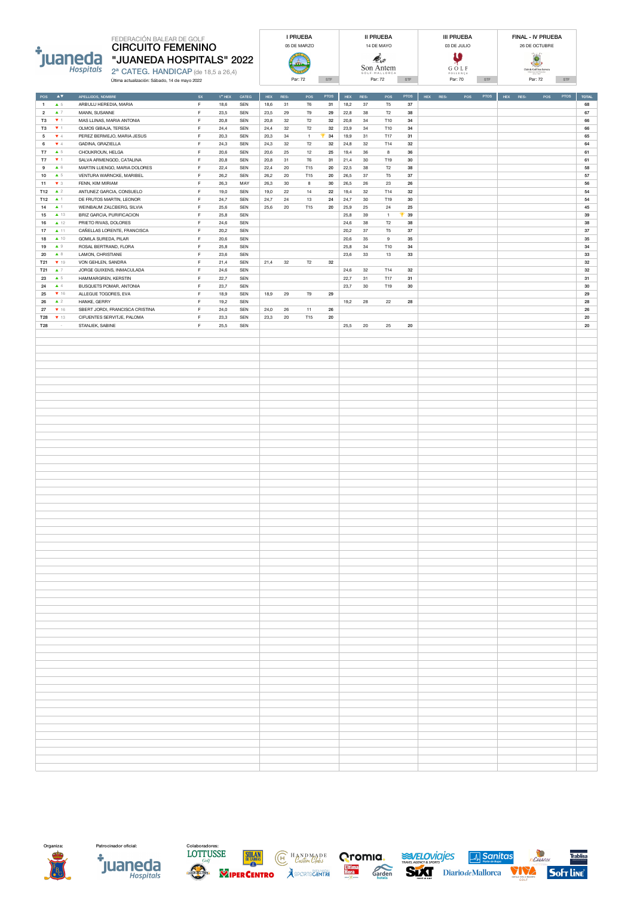FEDERACIÓN BALEAR DE GOLF

# CIRCUITO FEMENINO "JUANEDA HOSPITALS" 2022

## 2ª CATEG. HANDICAP (de 18,5 a 26,4)

Última actualización: Sábado, 14 de mayo 2022

| I PRUEBA | II PRUEBA | III PRUEBA | FINAL - IV PRUEBA |
|---|---|---|---|
| 05 DE MARZO | 14 DE MAYO | 03 DE JULIO | 26 DE OCTUBRE |
| | Son Antem GOLF MALLORCA | GOLF POLLENÇA | |
| Par: 72 STF | Par: 72 STF | Par: 70 STF | Par: 72 STF |

| POS | ▲▼ | APELLIDOS, NOMBRE | SX | 1ª HEX | CATEG | HEX | RES. | POS | PTOS | HEX | RES. | POS | PTOS | HEX | RES. | POS | PTOS | HEX | RES. | POS | PTOS | TOTAL |
|---|---|---|---|---|---|---|---|---|---|---|---|---|---|---|---|---|---|---|---|---|---|---|
| 1 | ▲ 5 | ARBULU HEREDIA, MARIA | F | 18,6 | SEN | 18,6 | 31 | T6 | 31 | 18,2 | 37 | T5 | 37 | | | | | | | | | 68 |
| 2 | ▲ 7 | MANN, SUSANNE | F | 23,5 | SEN | 23,5 | 29 | T9 | 29 | 22,8 | 38 | T2 | 38 | | | | | | | | | 67 |
| T3 | ▼ 1 | MAS LLINAS, MARIA ANTONIA | F | 20,8 | SEN | 20,8 | 32 | T2 | 32 | 20,8 | 34 | T10 | 34 | | | | | | | | | 66 |
| T3 | ▼ 1 | OLMOS GIBAJA, TERESA | F | 24,4 | SEN | 24,4 | 32 | T2 | 32 | 23,9 | 34 | T10 | 34 | | | | | | | | | 66 |
| 5 | ▼ 4 | PEREZ BERMEJO, MARIA JESUS | F | 20,3 | SEN | 20,3 | 34 | 1 | 34 | 19,9 | 31 | T17 | 31 | | | | | | | | | 65 |
| 6 | ▼ 4 | GADINA, GRAZIELLA | F | 24,3 | SEN | 24,3 | 32 | T2 | 32 | 24,8 | 32 | T14 | 32 | | | | | | | | | 64 |
| T7 | ▲ 5 | CHOUKROUN, HELGA | F | 20,6 | SEN | 20,6 | 25 | 12 | 25 | 19,4 | 36 | 8 | 36 | | | | | | | | | 61 |
| T7 | ▼ 1 | SALVA ARMENGOD, CATALINA | F | 20,8 | SEN | 20,8 | 31 | T6 | 31 | 21,4 | 30 | T19 | 30 | | | | | | | | | 61 |
| 9 | ▲ 6 | MARTIN LUENGO, MARIA DOLORES | F | 22,4 | SEN | 22,4 | 20 | T15 | 20 | 22,5 | 38 | T2 | 38 | | | | | | | | | 58 |
| 10 | ▲ 5 | VENTURA WARNCKE, MARIBEL | F | 26,2 | SEN | 26,2 | 20 | T15 | 20 | 26,5 | 37 | T5 | 37 | | | | | | | | | 57 |
| 11 | ▼ 3 | FENN, KIM MIRIAM | F | 26,3 | MAY | 26,3 | 30 | 8 | 30 | 26,5 | 26 | 23 | 26 | | | | | | | | | 56 |
| T12 | ▲ 2 | ANTUNEZ GARCIA, CONSUELO | F | 19,0 | SEN | 19,0 | 22 | 14 | 22 | 19,4 | 32 | T14 | 32 | | | | | | | | | 54 |
| T12 | ▲ 1 | DE FRUTOS MARTIN, LEONOR | F | 24,7 | SEN | 24,7 | 24 | 13 | 24 | 24,7 | 30 | T19 | 30 | | | | | | | | | 54 |
| 14 | ▲ 1 | WEINBAUM ZALCBERG, SILVIA | F | 25,6 | SEN | 25,6 | 20 | T15 | 20 | 25,9 | 25 | 24 | 25 | | | | | | | | | 45 |
| 15 | ▲ 13 | BRIZ GARCIA, PURIFICACION | F | 25,8 | SEN | | | | | 25,8 | 39 | 1 | 39 | | | | | | | | | 39 |
| 16 | ▲ 12 | PRIETO RIVAS, DOLORES | F | 24,6 | SEN | | | | | 24,6 | 38 | T2 | 38 | | | | | | | | | 38 |
| 17 | ▲ 11 | CAÑELLAS LORENTE, FRANCISCA | F | 20,2 | SEN | | | | | 20,2 | 37 | T5 | 37 | | | | | | | | | 37 |
| 18 | ▲ 10 | GOMILA SUREDA, PILAR | F | 20,6 | SEN | | | | | 20,6 | 35 | 9 | 35 | | | | | | | | | 35 |
| 19 | ▲ 9 | ROSAL BERTRAND, FLORA | F | 25,8 | SEN | | | | | 25,8 | 34 | T10 | 34 | | | | | | | | | 34 |
| 20 | ▲ 8 | LAMON, CHRISTIANE | F | 23,6 | SEN | | | | | 23,6 | 33 | 13 | 33 | | | | | | | | | 33 |
| T21 | ▼ 19 | VON GEHLEN, SANDRA | F | 21,4 | SEN | 21,4 | 32 | T2 | 32 | | | | | | | | | | | | | 32 |
| T21 | ▲ 7 | JORGE GUIXENS, INMACULADA | F | 24,6 | SEN | | | | | 24,6 | 32 | T14 | 32 | | | | | | | | | 32 |
| 23 | ▲ 5 | HAMMARGREN, KERSTIN | F | 22,7 | SEN | | | | | 22,7 | 31 | T17 | 31 | | | | | | | | | 31 |
| 24 | ▲ 4 | BUSQUETS POMAR, ANTONIA | F | 23,7 | SEN | | | | | 23,7 | 30 | T19 | 30 | | | | | | | | | 30 |
| 25 | ▼ 16 | ALLEGUE TOGORES, EVA | F | 18,9 | SEN | 18,9 | 29 | T9 | 29 | | | | | | | | | | | | | 29 |
| 26 | ▲ 2 | HANKE, GERRY | F | 19,2 | SEN | | | | | 19,2 | 28 | 22 | 28 | | | | | | | | | 28 |
| 27 | ▼ 16 | SBERT JORDI, FRANCISCA CRISTINA | F | 24,0 | SEN | 24,0 | 26 | 11 | 26 | | | | | | | | | | | | | 26 |
| T28 | ▼ 13 | CIFUENTES SERVITJE, PALOMA | F | 23,3 | SEN | 23,3 | 20 | T15 | 20 | | | | | | | | | | | | | 20 |
| T28 | - | STANJEK, SABINE | F | 25,5 | SEN | | | | | 25,5 | 20 | 25 | 20 | | | | | | | | | 20 |

Organiza: | Patrocinador oficial: juaneda Hospitals | Colaboradores: LOTTUSSE Golf, SOLAN DE CABRAS, HANDMADE Custom Clubs, Aromia, VELOviajes, Sanitas, Trablisa, HiperCentro, SportsCentre, Ultima Hora, Garden hotels, SIXT, Diario de Mallorca, VIVA Golf, Soft Line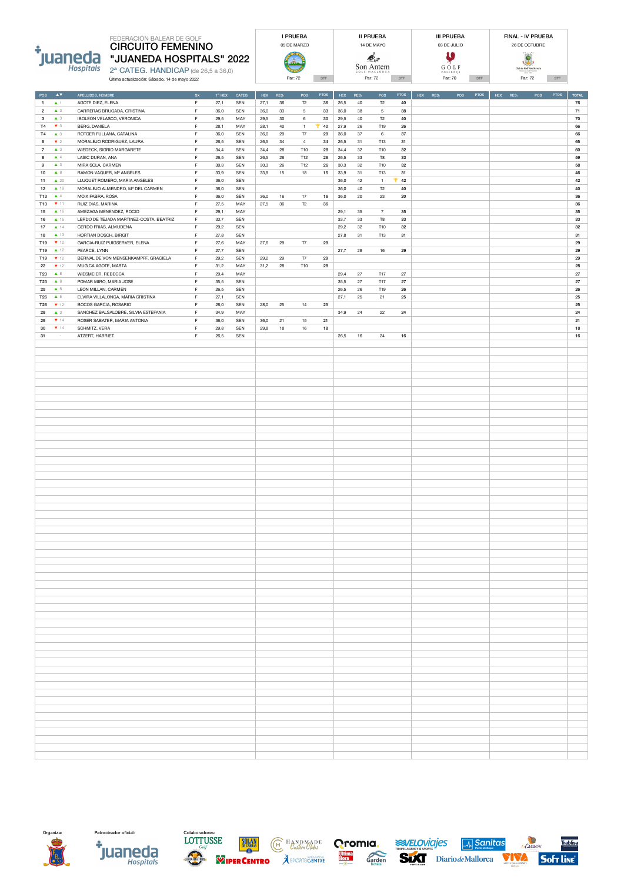FEDERACIÓN BALEAR DE GOLF

# CIRCUITO FEMENINO "JUANEDA HOSPITALS" 2022

## 2ª CATEG. HANDICAP (de 26,5 a 36,0)

Última actualización: Sábado, 14 de mayo 2022

| | | | | | | | I PRUEBA 05 DE MARZO Par: 72 | | | | II PRUEBA 14 DE MAYO Son Antem Par: 72 | | | | III PRUEBA 03 DE JULIO Pollença Par: 70 | | | | FINAL - IV PRUEBA 26 DE OCTUBRE Par: 72 | | | | |
|---|---|---|---|---|---|---|---|---|---|---|---|---|---|---|---|---|---|---|---|---|---|---|---|
| POS | ▲▼ | APELLIDOS, NOMBRE | SX | 1ª HEX | CATEG | HEX | RES | POS | PTOS | HEX | RES | POS | PTOS | HEX | RES | POS | PTOS | HEX | RES | POS | PTOS | TOTAL |
| 1 | ▲ 1 | AGOTE DIEZ, ELENA | F | 27,1 | SEN | 27,1 | 36 | T2 | 36 | 26,5 | 40 | T2 | 40 | | | | | | | | | 76 |
| 2 | ▲ 3 | CARRERAS BRUGADA, CRISTINA | F | 36,0 | SEN | 36,0 | 33 | 5 | 33 | 36,0 | 38 | 5 | 38 | | | | | | | | | 71 |
| 3 | ▲ 3 | IBOLEON VELASCO, VERONICA | F | 29,5 | MAY | 29,5 | 30 | 6 | 30 | 29,5 | 40 | T2 | 40 | | | | | | | | | 70 |
| T4 | ▼ 3 | BERG, DANIELA | F | 28,1 | MAY | 28,1 | 40 | 1 | 40 | 27,9 | 26 | T19 | 26 | | | | | | | | | 66 |
| T4 | ▲ 3 | ROTGER FULLANA, CATALINA | F | 36,0 | SEN | 36,0 | 29 | T7 | 29 | 36,0 | 37 | 6 | 37 | | | | | | | | | 66 |
| 6 | ▼ 2 | MORALEJO RODRIGUEZ, LAURA | F | 26,5 | SEN | 26,5 | 34 | 4 | 34 | 26,5 | 31 | T13 | 31 | | | | | | | | | 65 |
| 7 | ▲ 3 | WIEDECK, SIGRID MARGARETE | F | 34,4 | SEN | 34,4 | 28 | T10 | 28 | 34,4 | 32 | T10 | 32 | | | | | | | | | 60 |
| 8 | ▲ 4 | LASIC DURAN, ANA | F | 26,5 | SEN | 26,5 | 26 | T12 | 26 | 26,5 | 33 | T8 | 33 | | | | | | | | | 59 |
| 9 | ▲ 3 | MIRA SOLA, CARMEN | F | 30,3 | SEN | 30,3 | 26 | T12 | 26 | 30,3 | 32 | T10 | 32 | | | | | | | | | 58 |
| 10 | ▲ 8 | RAMON VAQUER, Mª ANGELES | F | 33,9 | SEN | 33,9 | 15 | 18 | 15 | 33,9 | 31 | T13 | 31 | | | | | | | | | 46 |
| 11 | ▲ 20 | LLUQUET ROMERO, MARIA ANGELES | F | 36,0 | SEN | | | | | 36,0 | 42 | 1 | 42 | | | | | | | | | 42 |
| 12 | ▲ 19 | MORALEJO ALMENDRO, Mª DEL CARMEN | F | 36,0 | SEN | | | | | 36,0 | 40 | T2 | 40 | | | | | | | | | 40 |
| T13 | ▲ 4 | MOIX FABRA, ROSA | F | 36,0 | SEN | 36,0 | 16 | 17 | 16 | 36,0 | 20 | 23 | 20 | | | | | | | | | 36 |
| T13 | ▼ 11 | RUIZ DIAS, MARINA | F | 27,5 | MAY | 27,5 | 36 | T2 | 36 | | | | | | | | | | | | | 36 |
| 15 | ▲ 16 | AMEZAGA MENENDEZ, ROCIO | F | 29,1 | MAY | | | | | 29,1 | 35 | 7 | 35 | | | | | | | | | 35 |
| 16 | ▲ 15 | LERDO DE TEJADA MARTINEZ-COSTA, BEATRIZ | F | 33,7 | SEN | | | | | 33,7 | 33 | T8 | 33 | | | | | | | | | 33 |
| 17 | ▲ 14 | CERDO FRIAS, ALMUDENA | F | 29,2 | SEN | | | | | 29,2 | 32 | T10 | 32 | | | | | | | | | 32 |
| 18 | ▲ 13 | HORTIAN DOSCH, BIRGIT | F | 27,8 | SEN | | | | | 27,8 | 31 | T13 | 31 | | | | | | | | | 31 |
| T19 | ▼ 12 | GARCIA-RUIZ PUIGSERVER, ELENA | F | 27,6 | MAY | 27,6 | 29 | T7 | 29 | | | | | | | | | | | | | 29 |
| T19 | ▲ 12 | PEARCE, LYNN | F | 27,7 | SEN | | | | | 27,7 | 29 | 16 | 29 | | | | | | | | | 29 |
| T19 | ▼ 12 | BERNAL DE VON MENSENKAMPFF, GRACIELA | F | 29,2 | SEN | 29,2 | 29 | T7 | 29 | | | | | | | | | | | | | 29 |
| 22 | ▼ 12 | MUGICA AGOTE, MARTA | F | 31,2 | MAY | 31,2 | 28 | T10 | 28 | | | | | | | | | | | | | 28 |
| T23 | ▲ 8 | WIESMEIER, REBECCA | F | 29,4 | MAY | | | | | 29,4 | 27 | T17 | 27 | | | | | | | | | 27 |
| T23 | ▲ 8 | POMAR MIRO, MARIA JOSE | F | 35,5 | SEN | | | | | 35,5 | 27 | T17 | 27 | | | | | | | | | 27 |
| 25 | ▲ 6 | LEON MILLAN, CARMEN | F | 26,5 | SEN | | | | | 26,5 | 26 | T19 | 26 | | | | | | | | | 26 |
| T26 | ▲ 5 | ELVIRA VILLALONGA, MARIA CRISTINA | F | 27,1 | SEN | | | | | 27,1 | 25 | 21 | 25 | | | | | | | | | 25 |
| T26 | ▼ 12 | BOCOS GARCIA, ROSARIO | F | 28,0 | SEN | 28,0 | 25 | 14 | 25 | | | | | | | | | | | | | 25 |
| 28 | ▲ 3 | SANCHEZ BALSALOBRE, SILVIA ESTEFANIA | F | 34,9 | MAY | | | | | 34,9 | 24 | 22 | 24 | | | | | | | | | 24 |
| 29 | ▼ 14 | ROSER SABATER, MARIA ANTONIA | F | 36,0 | SEN | 36,0 | 21 | 15 | 21 | | | | | | | | | | | | | 21 |
| 30 | ▼ 14 | SCHMITZ, VERA | F | 29,8 | SEN | 29,8 | 18 | 16 | 18 | | | | | | | | | | | | | 18 |
| 31 | - | ATZERT, HARRIET | F | 26,5 | SEN | | | | | 26,5 | 16 | 24 | 16 | | | | | | | | | 16 |

Organiza: Patrocinador oficial: Juaneda Hospitals. Colaboradores: Lottusse Golf, Solán de Cabras, Handmade Custom Clubs, Aromia, Veloviajes, Sanitas, Trablisa, Hipercentro, Sports Centre, Última Hora, Garden Hotels, Sixt, Diario de Mallorca, Viva, Soft Line.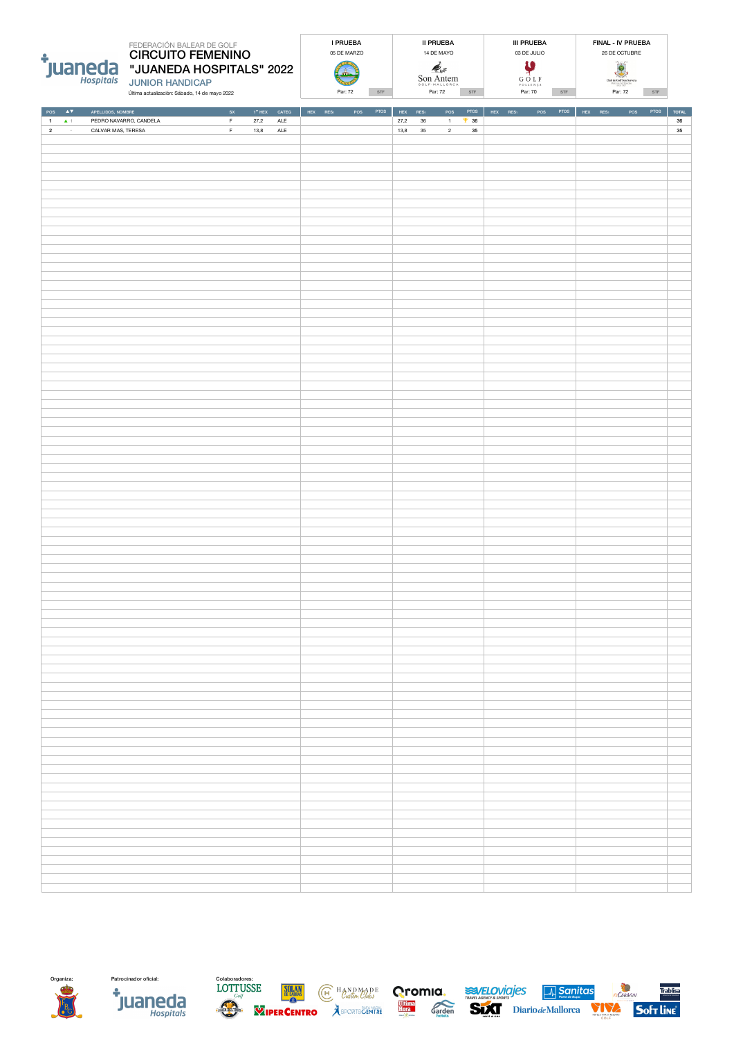FEDERACIÓN BALEAR DE GOLF

# CIRCUITO FEMENINO "JUANEDA HOSPITALS" 2022

## JUNIOR HANDICAP

Última actualización: Sábado, 14 de mayo 2022

| | | | | | | I PRUEBA 05 DE MARZO Par: 72 STF | | | | II PRUEBA 14 DE MAYO Son Antem GOLF MALLORCA Par: 72 STF | | | | III PRUEBA 03 DE JULIO GOLF POLLENÇA Par: 70 STF | | | | FINAL - IV PRUEBA 26 DE OCTUBRE Par: 72 STF | | | | |
|---|---|---|---|---|---|---|---|---|---|---|---|---|---|---|---|---|---|---|---|---|---|---|
| POS | ▲▼ | APELLIDOS, NOMBRE | SX | 1ª HEX | CATEG | HEX | RES | POS | PTOS | HEX | RES | POS | PTOS | HEX | RES | POS | PTOS | HEX | RES | POS | PTOS | TOTAL |
| 1 | ▲ 1 | PEDRO NAVARRO, CANDELA | F | 27,2 | ALE | | | | | 27,2 | 36 | 1 | 36 | | | | | | | | | 36 |
| 2 | - | CALVAR MAS, TERESA | F | 13,8 | ALE | | | | | 13,8 | 35 | 2 | 35 | | | | | | | | | 35 |

Organiza:

Patrocinador oficial: Juaneda Hospitals

Colaboradores: LOTTUSSE Golf, SOLAN DE CABRAS, HANDMADE Custom Clubs, Aromia, VELOviajes, Sanitas, Trablisa, HIPERCENTRO, SPORTS CENTRE, Última Hora, Garden hotels, SIXT, Diario de Mallorca, VIVA, Soft Line